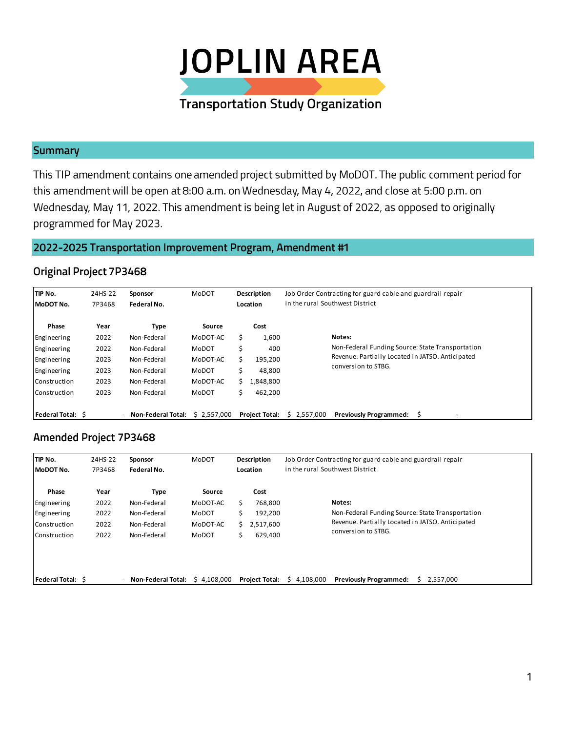# JOPLIN AREA

Transportation Study Organization

## Summary

This TIP amendment contains one amended project submitted by MoDOT. The public comment period for this amendment will be open at 8:00 a.m. on Wednesday, May 4, 2022, and close at 5:00 p.m. on Wednesday, May 11, 2022. This amendment is being let in August of 2022, as opposed to originally programmed for May 2023.

## 2022-2025 Transportation Improvement Program, Amendment #1

### Original Project 7P3468

| **TIP No.** | 24HS-22 | **Sponsor** | MoDOT | **Description** | Job Order Contracting for guard cable and guardrail repair |
|---|---|---|---|---|---|
| **MoDOT No.** | 7P3468 | **Federal No.** | | **Location** | in the rural Southwest District |
| **Phase** | **Year** | **Type** | **Source** | **Cost** | |
| Engineering | 2022 | Non-Federal | MoDOT-AC | $ 1,600 | **Notes:** |
| Engineering | 2022 | Non-Federal | MoDOT | $ 400 | Non-Federal Funding Source: State Transportation Revenue. Partially Located in JATSO. Anticipated conversion to STBG. |
| Engineering | 2023 | Non-Federal | MoDOT-AC | $ 195,200 | |
| Engineering | 2023 | Non-Federal | MoDOT | $ 48,800 | |
| Construction | 2023 | Non-Federal | MoDOT-AC | $ 1,848,800 | |
| Construction | 2023 | Non-Federal | MoDOT | $ 462,200 | |
| **Federal Total:** $ - | | **Non-Federal Total:** | $ 2,557,000 | **Project Total:** $ 2,557,000 | **Previously Programmed:** $ - |

### Amended Project 7P3468

| **TIP No.** | 24HS-22 | **Sponsor** | MoDOT | **Description** | Job Order Contracting for guard cable and guardrail repair |
|---|---|---|---|---|---|
| **MoDOT No.** | 7P3468 | **Federal No.** | | **Location** | in the rural Southwest District |
| **Phase** | **Year** | **Type** | **Source** | **Cost** | |
| Engineering | 2022 | Non-Federal | MoDOT-AC | $ 768,800 | **Notes:** |
| Engineering | 2022 | Non-Federal | MoDOT | $ 192,200 | Non-Federal Funding Source: State Transportation Revenue. Partially Located in JATSO. Anticipated conversion to STBG. |
| Construction | 2022 | Non-Federal | MoDOT-AC | $ 2,517,600 | |
| Construction | 2022 | Non-Federal | MoDOT | $ 629,400 | |
| **Federal Total:** $ - | | **Non-Federal Total:** | $ 4,108,000 | **Project Total:** $ 4,108,000 | **Previously Programmed:** $ 2,557,000 |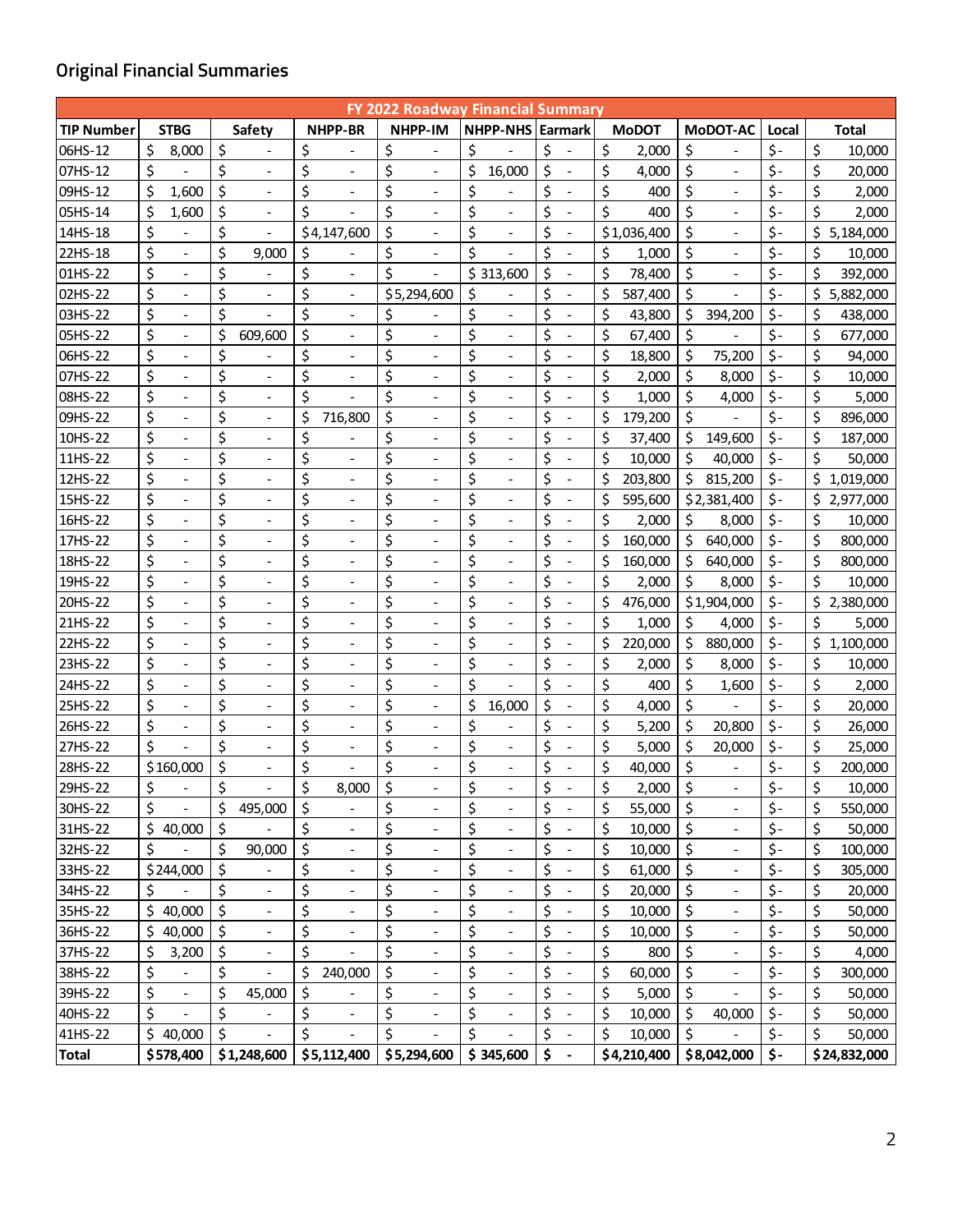## Original Financial Summaries

| FY 2022 Roadway Financial Summary | | | | | | | | | | |
|---|---|---|---|---|---|---|---|---|---|---|
| TIP Number | STBG | Safety | NHPP-BR | NHPP-IM | NHPP-NHS | Earmark | MoDOT | MoDOT-AC | Local | Total |
| 06HS-12 | $ 8,000 | $ - | $ - | $ - | $ - | $ - | $ 2,000 | $ - | $- | $ 10,000 |
| 07HS-12 | $ - | $ - | $ - | $ - | $ 16,000 | $ - | $ 4,000 | $ - | $- | $ 20,000 |
| 09HS-12 | $ 1,600 | $ - | $ - | $ - | $ - | $ - | $ 400 | $ - | $- | $ 2,000 |
| 05HS-14 | $ 1,600 | $ - | $ - | $ - | $ - | $ - | $ 400 | $ - | $- | $ 2,000 |
| 14HS-18 | $ - | $ - | $4,147,600 | $ - | $ - | $ - | $1,036,400 | $ - | $- | $ 5,184,000 |
| 22HS-18 | $ - | $ 9,000 | $ - | $ - | $ - | $ - | $ 1,000 | $ - | $- | $ 10,000 |
| 01HS-22 | $ - | $ - | $ - | $ - | $ 313,600 | $ - | $ 78,400 | $ - | $- | $ 392,000 |
| 02HS-22 | $ - | $ - | $ - | $5,294,600 | $ - | $ - | $ 587,400 | $ - | $- | $ 5,882,000 |
| 03HS-22 | $ - | $ - | $ - | $ - | $ - | $ - | $ 43,800 | $ 394,200 | $- | $ 438,000 |
| 05HS-22 | $ - | $ 609,600 | $ - | $ - | $ - | $ - | $ 67,400 | $ - | $- | $ 677,000 |
| 06HS-22 | $ - | $ - | $ - | $ - | $ - | $ - | $ 18,800 | $ 75,200 | $- | $ 94,000 |
| 07HS-22 | $ - | $ - | $ - | $ - | $ - | $ - | $ 2,000 | $ 8,000 | $- | $ 10,000 |
| 08HS-22 | $ - | $ - | $ - | $ - | $ - | $ - | $ 1,000 | $ 4,000 | $- | $ 5,000 |
| 09HS-22 | $ - | $ - | $ 716,800 | $ - | $ - | $ - | $ 179,200 | $ - | $- | $ 896,000 |
| 10HS-22 | $ - | $ - | $ - | $ - | $ - | $ - | $ 37,400 | $ 149,600 | $- | $ 187,000 |
| 11HS-22 | $ - | $ - | $ - | $ - | $ - | $ - | $ 10,000 | $ 40,000 | $- | $ 50,000 |
| 12HS-22 | $ - | $ - | $ - | $ - | $ - | $ - | $ 203,800 | $ 815,200 | $- | $ 1,019,000 |
| 15HS-22 | $ - | $ - | $ - | $ - | $ - | $ - | $ 595,600 | $2,381,400 | $- | $ 2,977,000 |
| 16HS-22 | $ - | $ - | $ - | $ - | $ - | $ - | $ 2,000 | $ 8,000 | $- | $ 10,000 |
| 17HS-22 | $ - | $ - | $ - | $ - | $ - | $ - | $ 160,000 | $ 640,000 | $- | $ 800,000 |
| 18HS-22 | $ - | $ - | $ - | $ - | $ - | $ - | $ 160,000 | $ 640,000 | $- | $ 800,000 |
| 19HS-22 | $ - | $ - | $ - | $ - | $ - | $ - | $ 2,000 | $ 8,000 | $- | $ 10,000 |
| 20HS-22 | $ - | $ - | $ - | $ - | $ - | $ - | $ 476,000 | $1,904,000 | $- | $ 2,380,000 |
| 21HS-22 | $ - | $ - | $ - | $ - | $ - | $ - | $ 1,000 | $ 4,000 | $- | $ 5,000 |
| 22HS-22 | $ - | $ - | $ - | $ - | $ - | $ - | $ 220,000 | $ 880,000 | $- | $ 1,100,000 |
| 23HS-22 | $ - | $ - | $ - | $ - | $ - | $ - | $ 2,000 | $ 8,000 | $- | $ 10,000 |
| 24HS-22 | $ - | $ - | $ - | $ - | $ - | $ - | $ 400 | $ 1,600 | $- | $ 2,000 |
| 25HS-22 | $ - | $ - | $ - | $ - | $ 16,000 | $ - | $ 4,000 | $ - | $- | $ 20,000 |
| 26HS-22 | $ - | $ - | $ - | $ - | $ - | $ - | $ 5,200 | $ 20,800 | $- | $ 26,000 |
| 27HS-22 | $ - | $ - | $ - | $ - | $ - | $ - | $ 5,000 | $ 20,000 | $- | $ 25,000 |
| 28HS-22 | $160,000 | $ - | $ - | $ - | $ - | $ - | $ 40,000 | $ - | $- | $ 200,000 |
| 29HS-22 | $ - | $ - | $ 8,000 | $ - | $ - | $ - | $ 2,000 | $ - | $- | $ 10,000 |
| 30HS-22 | $ - | $ 495,000 | $ - | $ - | $ - | $ - | $ 55,000 | $ - | $- | $ 550,000 |
| 31HS-22 | $ 40,000 | $ - | $ - | $ - | $ - | $ - | $ 10,000 | $ - | $- | $ 50,000 |
| 32HS-22 | $ - | $ 90,000 | $ - | $ - | $ - | $ - | $ 10,000 | $ - | $- | $ 100,000 |
| 33HS-22 | $244,000 | $ - | $ - | $ - | $ - | $ - | $ 61,000 | $ - | $- | $ 305,000 |
| 34HS-22 | $ - | $ - | $ - | $ - | $ - | $ - | $ 20,000 | $ - | $- | $ 20,000 |
| 35HS-22 | $ 40,000 | $ - | $ - | $ - | $ - | $ - | $ 10,000 | $ - | $- | $ 50,000 |
| 36HS-22 | $ 40,000 | $ - | $ - | $ - | $ - | $ - | $ 10,000 | $ - | $- | $ 50,000 |
| 37HS-22 | $ 3,200 | $ - | $ - | $ - | $ - | $ - | $ 800 | $ - | $- | $ 4,000 |
| 38HS-22 | $ - | $ - | $ 240,000 | $ - | $ - | $ - | $ 60,000 | $ - | $- | $ 300,000 |
| 39HS-22 | $ - | $ 45,000 | $ - | $ - | $ - | $ - | $ 5,000 | $ - | $- | $ 50,000 |
| 40HS-22 | $ - | $ - | $ - | $ - | $ - | $ - | $ 10,000 | $ 40,000 | $- | $ 50,000 |
| 41HS-22 | $ 40,000 | $ - | $ - | $ - | $ - | $ - | $ 10,000 | $ - | $- | $ 50,000 |
| **Total** | **$578,400** | **$1,248,600** | **$5,112,400** | **$5,294,600** | **$ 345,600** | **$ -** | **$4,210,400** | **$8,042,000** | **$-** | **$24,832,000** |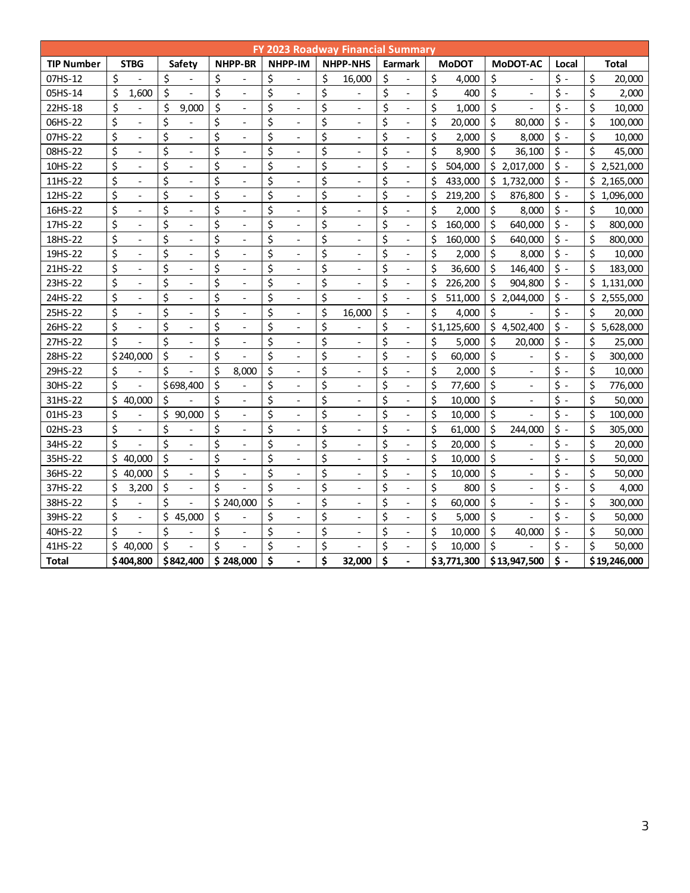| FY 2023 Roadway Financial Summary | | | | | | | | | | |
|---|---|---|---|---|---|---|---|---|---|---|
| **TIP Number** | **STBG** | **Safety** | **NHPP-BR** | **NHPP-IM** | **NHPP-NHS** | **Earmark** | **MoDOT** | **MoDOT-AC** | **Local** | **Total** |
| 07HS-12 | $ - | $ - | $ - | $ - | $ 16,000 | $ - | $ 4,000 | $ - | $ - | $ 20,000 |
| 05HS-14 | $ 1,600 | $ - | $ - | $ - | $ - | $ - | $ 400 | $ - | $ - | $ 2,000 |
| 22HS-18 | $ - | $ 9,000 | $ - | $ - | $ - | $ - | $ 1,000 | $ - | $ - | $ 10,000 |
| 06HS-22 | $ - | $ - | $ - | $ - | $ - | $ - | $ 20,000 | $ 80,000 | $ - | $ 100,000 |
| 07HS-22 | $ - | $ - | $ - | $ - | $ - | $ - | $ 2,000 | $ 8,000 | $ - | $ 10,000 |
| 08HS-22 | $ - | $ - | $ - | $ - | $ - | $ - | $ 8,900 | $ 36,100 | $ - | $ 45,000 |
| 10HS-22 | $ - | $ - | $ - | $ - | $ - | $ - | $ 504,000 | $ 2,017,000 | $ - | $ 2,521,000 |
| 11HS-22 | $ - | $ - | $ - | $ - | $ - | $ - | $ 433,000 | $ 1,732,000 | $ - | $ 2,165,000 |
| 12HS-22 | $ - | $ - | $ - | $ - | $ - | $ - | $ 219,200 | $ 876,800 | $ - | $ 1,096,000 |
| 16HS-22 | $ - | $ - | $ - | $ - | $ - | $ - | $ 2,000 | $ 8,000 | $ - | $ 10,000 |
| 17HS-22 | $ - | $ - | $ - | $ - | $ - | $ - | $ 160,000 | $ 640,000 | $ - | $ 800,000 |
| 18HS-22 | $ - | $ - | $ - | $ - | $ - | $ - | $ 160,000 | $ 640,000 | $ - | $ 800,000 |
| 19HS-22 | $ - | $ - | $ - | $ - | $ - | $ - | $ 2,000 | $ 8,000 | $ - | $ 10,000 |
| 21HS-22 | $ - | $ - | $ - | $ - | $ - | $ - | $ 36,600 | $ 146,400 | $ - | $ 183,000 |
| 23HS-22 | $ - | $ - | $ - | $ - | $ - | $ - | $ 226,200 | $ 904,800 | $ - | $ 1,131,000 |
| 24HS-22 | $ - | $ - | $ - | $ - | $ - | $ - | $ 511,000 | $ 2,044,000 | $ - | $ 2,555,000 |
| 25HS-22 | $ - | $ - | $ - | $ - | $ 16,000 | $ - | $ 4,000 | $ - | $ - | $ 20,000 |
| 26HS-22 | $ - | $ - | $ - | $ - | $ - | $ - | $1,125,600 | $ 4,502,400 | $ - | $ 5,628,000 |
| 27HS-22 | $ - | $ - | $ - | $ - | $ - | $ - | $ 5,000 | $ 20,000 | $ - | $ 25,000 |
| 28HS-22 | $240,000 | $ - | $ - | $ - | $ - | $ - | $ 60,000 | $ - | $ - | $ 300,000 |
| 29HS-22 | $ - | $ - | $ 8,000 | $ - | $ - | $ - | $ 2,000 | $ - | $ - | $ 10,000 |
| 30HS-22 | $ - | $698,400 | $ - | $ - | $ - | $ - | $ 77,600 | $ - | $ - | $ 776,000 |
| 31HS-22 | $ 40,000 | $ - | $ - | $ - | $ - | $ - | $ 10,000 | $ - | $ - | $ 50,000 |
| 01HS-23 | $ - | $ 90,000 | $ - | $ - | $ - | $ - | $ 10,000 | $ - | $ - | $ 100,000 |
| 02HS-23 | $ - | $ - | $ - | $ - | $ - | $ - | $ 61,000 | $ 244,000 | $ - | $ 305,000 |
| 34HS-22 | $ - | $ - | $ - | $ - | $ - | $ - | $ 20,000 | $ - | $ - | $ 20,000 |
| 35HS-22 | $ 40,000 | $ - | $ - | $ - | $ - | $ - | $ 10,000 | $ - | $ - | $ 50,000 |
| 36HS-22 | $ 40,000 | $ - | $ - | $ - | $ - | $ - | $ 10,000 | $ - | $ - | $ 50,000 |
| 37HS-22 | $ 3,200 | $ - | $ - | $ - | $ - | $ - | $ 800 | $ - | $ - | $ 4,000 |
| 38HS-22 | $ - | $ - | $ 240,000 | $ - | $ - | $ - | $ 60,000 | $ - | $ - | $ 300,000 |
| 39HS-22 | $ - | $ 45,000 | $ - | $ - | $ - | $ - | $ 5,000 | $ - | $ - | $ 50,000 |
| 40HS-22 | $ - | $ - | $ - | $ - | $ - | $ - | $ 10,000 | $ 40,000 | $ - | $ 50,000 |
| 41HS-22 | $ 40,000 | $ - | $ - | $ - | $ - | $ - | $ 10,000 | $ - | $ - | $ 50,000 |
| **Total** | **$404,800** | **$842,400** | **$ 248,000** | **$ -** | **$ 32,000** | **$ -** | **$3,771,300** | **$13,947,500** | **$ -** | **$19,246,000** |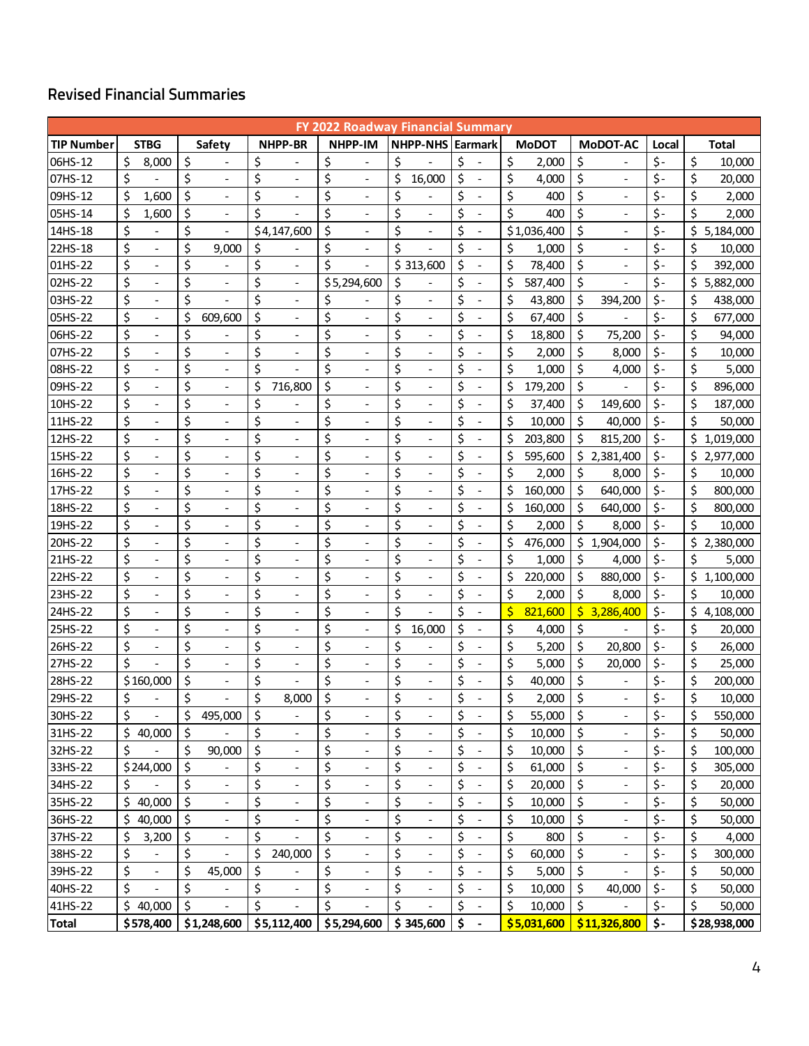## Revised Financial Summaries

| FY 2022 Roadway Financial Summary | | | | | | | | | | |
|---|---|---|---|---|---|---|---|---|---|---|
| TIP Number | STBG | Safety | NHPP-BR | NHPP-IM | NHPP-NHS | Earmark | MoDOT | MoDOT-AC | Local | Total |
| 06HS-12 | $ 8,000 | $ - | $ - | $ - | $ - | $ - | $ 2,000 | $ - | $- | $ 10,000 |
| 07HS-12 | $ - | $ - | $ - | $ - | $ 16,000 | $ - | $ 4,000 | $ - | $- | $ 20,000 |
| 09HS-12 | $ 1,600 | $ - | $ - | $ - | $ - | $ - | $ 400 | $ - | $- | $ 2,000 |
| 05HS-14 | $ 1,600 | $ - | $ - | $ - | $ - | $ - | $ 400 | $ - | $- | $ 2,000 |
| 14HS-18 | $ - | $ - | $4,147,600 | $ - | $ - | $ - | $1,036,400 | $ - | $- | $ 5,184,000 |
| 22HS-18 | $ - | $ 9,000 | $ - | $ - | $ - | $ - | $ 1,000 | $ - | $- | $ 10,000 |
| 01HS-22 | $ - | $ - | $ - | $ - | $ 313,600 | $ - | $ 78,400 | $ - | $- | $ 392,000 |
| 02HS-22 | $ - | $ - | $ - | $5,294,600 | $ - | $ - | $ 587,400 | $ - | $- | $ 5,882,000 |
| 03HS-22 | $ - | $ - | $ - | $ - | $ - | $ - | $ 43,800 | $ 394,200 | $- | $ 438,000 |
| 05HS-22 | $ - | $ 609,600 | $ - | $ - | $ - | $ - | $ 67,400 | $ - | $- | $ 677,000 |
| 06HS-22 | $ - | $ - | $ - | $ - | $ - | $ - | $ 18,800 | $ 75,200 | $- | $ 94,000 |
| 07HS-22 | $ - | $ - | $ - | $ - | $ - | $ - | $ 2,000 | $ 8,000 | $- | $ 10,000 |
| 08HS-22 | $ - | $ - | $ - | $ - | $ - | $ - | $ 1,000 | $ 4,000 | $- | $ 5,000 |
| 09HS-22 | $ - | $ - | $ 716,800 | $ - | $ - | $ - | $ 179,200 | $ - | $- | $ 896,000 |
| 10HS-22 | $ - | $ - | $ - | $ - | $ - | $ - | $ 37,400 | $ 149,600 | $- | $ 187,000 |
| 11HS-22 | $ - | $ - | $ - | $ - | $ - | $ - | $ 10,000 | $ 40,000 | $- | $ 50,000 |
| 12HS-22 | $ - | $ - | $ - | $ - | $ - | $ - | $ 203,800 | $ 815,200 | $- | $ 1,019,000 |
| 15HS-22 | $ - | $ - | $ - | $ - | $ - | $ - | $ 595,600 | $ 2,381,400 | $- | $ 2,977,000 |
| 16HS-22 | $ - | $ - | $ - | $ - | $ - | $ - | $ 2,000 | $ 8,000 | $- | $ 10,000 |
| 17HS-22 | $ - | $ - | $ - | $ - | $ - | $ - | $ 160,000 | $ 640,000 | $- | $ 800,000 |
| 18HS-22 | $ - | $ - | $ - | $ - | $ - | $ - | $ 160,000 | $ 640,000 | $- | $ 800,000 |
| 19HS-22 | $ - | $ - | $ - | $ - | $ - | $ - | $ 2,000 | $ 8,000 | $- | $ 10,000 |
| 20HS-22 | $ - | $ - | $ - | $ - | $ - | $ - | $ 476,000 | $ 1,904,000 | $- | $ 2,380,000 |
| 21HS-22 | $ - | $ - | $ - | $ - | $ - | $ - | $ 1,000 | $ 4,000 | $- | $ 5,000 |
| 22HS-22 | $ - | $ - | $ - | $ - | $ - | $ - | $ 220,000 | $ 880,000 | $- | $ 1,100,000 |
| 23HS-22 | $ - | $ - | $ - | $ - | $ - | $ - | $ 2,000 | $ 8,000 | $- | $ 10,000 |
| 24HS-22 | $ - | $ - | $ - | $ - | $ - | $ - | $ 821,600 | $ 3,286,400 | $- | $ 4,108,000 |
| 25HS-22 | $ - | $ - | $ - | $ - | $ 16,000 | $ - | $ 4,000 | $ - | $- | $ 20,000 |
| 26HS-22 | $ - | $ - | $ - | $ - | $ - | $ - | $ 5,200 | $ 20,800 | $- | $ 26,000 |
| 27HS-22 | $ - | $ - | $ - | $ - | $ - | $ - | $ 5,000 | $ 20,000 | $- | $ 25,000 |
| 28HS-22 | $160,000 | $ - | $ - | $ - | $ - | $ - | $ 40,000 | $ - | $- | $ 200,000 |
| 29HS-22 | $ - | $ - | $ 8,000 | $ - | $ - | $ - | $ 2,000 | $ - | $- | $ 10,000 |
| 30HS-22 | $ - | $ 495,000 | $ - | $ - | $ - | $ - | $ 55,000 | $ - | $- | $ 550,000 |
| 31HS-22 | $ 40,000 | $ - | $ - | $ - | $ - | $ - | $ 10,000 | $ - | $- | $ 50,000 |
| 32HS-22 | $ - | $ 90,000 | $ - | $ - | $ - | $ - | $ 10,000 | $ - | $- | $ 100,000 |
| 33HS-22 | $244,000 | $ - | $ - | $ - | $ - | $ - | $ 61,000 | $ - | $- | $ 305,000 |
| 34HS-22 | $ - | $ - | $ - | $ - | $ - | $ - | $ 20,000 | $ - | $- | $ 20,000 |
| 35HS-22 | $ 40,000 | $ - | $ - | $ - | $ - | $ - | $ 10,000 | $ - | $- | $ 50,000 |
| 36HS-22 | $ 40,000 | $ - | $ - | $ - | $ - | $ - | $ 10,000 | $ - | $- | $ 50,000 |
| 37HS-22 | $ 3,200 | $ - | $ - | $ - | $ - | $ - | $ 800 | $ - | $- | $ 4,000 |
| 38HS-22 | $ - | $ - | $ 240,000 | $ - | $ - | $ - | $ 60,000 | $ - | $- | $ 300,000 |
| 39HS-22 | $ - | $ 45,000 | $ - | $ - | $ - | $ - | $ 5,000 | $ - | $- | $ 50,000 |
| 40HS-22 | $ - | $ - | $ - | $ - | $ - | $ - | $ 10,000 | $ 40,000 | $- | $ 50,000 |
| 41HS-22 | $ 40,000 | $ - | $ - | $ - | $ - | $ - | $ 10,000 | $ - | $- | $ 50,000 |
| **Total** | **$578,400** | **$1,248,600** | **$5,112,400** | **$5,294,600** | **$ 345,600** | **$ -** | **$5,031,600** | **$11,326,800** | **$-** | **$28,938,000** |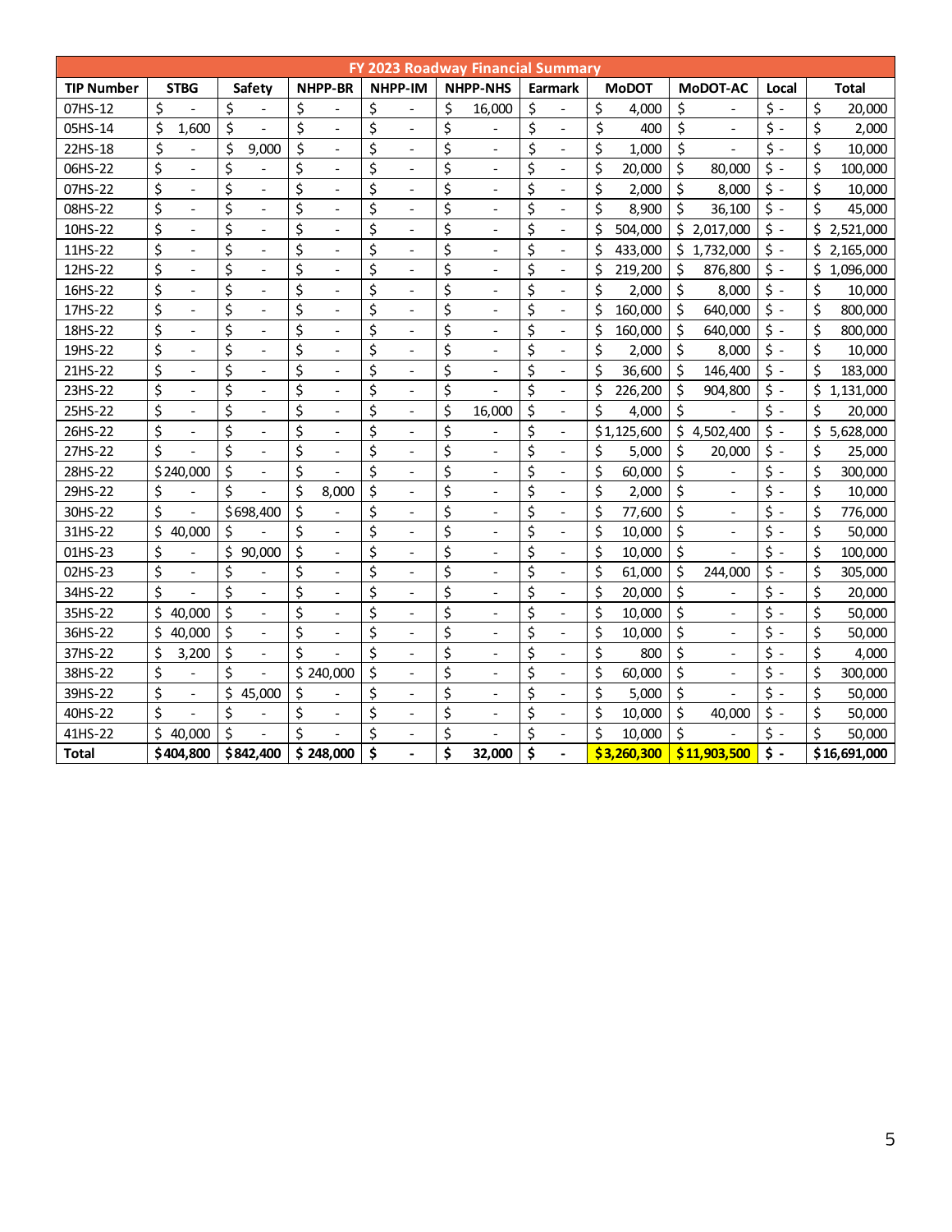| FY 2023 Roadway Financial Summary | | | | | | | | | | |
|---|---|---|---|---|---|---|---|---|---|---|
| TIP Number | STBG | Safety | NHPP-BR | NHPP-IM | NHPP-NHS | Earmark | MoDOT | MoDOT-AC | Local | Total |
| 07HS-12 | $ - | $ - | $ - | $ - | $ 16,000 | $ - | $ 4,000 | $ - | $ - | $ 20,000 |
| 05HS-14 | $ 1,600 | $ - | $ - | $ - | $ - | $ - | $ 400 | $ - | $ - | $ 2,000 |
| 22HS-18 | $ - | $ 9,000 | $ - | $ - | $ - | $ - | $ 1,000 | $ - | $ - | $ 10,000 |
| 06HS-22 | $ - | $ - | $ - | $ - | $ - | $ - | $ 20,000 | $ 80,000 | $ - | $ 100,000 |
| 07HS-22 | $ - | $ - | $ - | $ - | $ - | $ - | $ 2,000 | $ 8,000 | $ - | $ 10,000 |
| 08HS-22 | $ - | $ - | $ - | $ - | $ - | $ - | $ 8,900 | $ 36,100 | $ - | $ 45,000 |
| 10HS-22 | $ - | $ - | $ - | $ - | $ - | $ - | $ 504,000 | $ 2,017,000 | $ - | $ 2,521,000 |
| 11HS-22 | $ - | $ - | $ - | $ - | $ - | $ - | $ 433,000 | $ 1,732,000 | $ - | $ 2,165,000 |
| 12HS-22 | $ - | $ - | $ - | $ - | $ - | $ - | $ 219,200 | $ 876,800 | $ - | $ 1,096,000 |
| 16HS-22 | $ - | $ - | $ - | $ - | $ - | $ - | $ 2,000 | $ 8,000 | $ - | $ 10,000 |
| 17HS-22 | $ - | $ - | $ - | $ - | $ - | $ - | $ 160,000 | $ 640,000 | $ - | $ 800,000 |
| 18HS-22 | $ - | $ - | $ - | $ - | $ - | $ - | $ 160,000 | $ 640,000 | $ - | $ 800,000 |
| 19HS-22 | $ - | $ - | $ - | $ - | $ - | $ - | $ 2,000 | $ 8,000 | $ - | $ 10,000 |
| 21HS-22 | $ - | $ - | $ - | $ - | $ - | $ - | $ 36,600 | $ 146,400 | $ - | $ 183,000 |
| 23HS-22 | $ - | $ - | $ - | $ - | $ - | $ - | $ 226,200 | $ 904,800 | $ - | $ 1,131,000 |
| 25HS-22 | $ - | $ - | $ - | $ - | $ 16,000 | $ - | $ 4,000 | $ - | $ - | $ 20,000 |
| 26HS-22 | $ - | $ - | $ - | $ - | $ - | $ - | $1,125,600 | $ 4,502,400 | $ - | $ 5,628,000 |
| 27HS-22 | $ - | $ - | $ - | $ - | $ - | $ - | $ 5,000 | $ 20,000 | $ - | $ 25,000 |
| 28HS-22 | $240,000 | $ - | $ - | $ - | $ - | $ - | $ 60,000 | $ - | $ - | $ 300,000 |
| 29HS-22 | $ - | $ - | $ 8,000 | $ - | $ - | $ - | $ 2,000 | $ - | $ - | $ 10,000 |
| 30HS-22 | $ - | $698,400 | $ - | $ - | $ - | $ - | $ 77,600 | $ - | $ - | $ 776,000 |
| 31HS-22 | $ 40,000 | $ - | $ - | $ - | $ - | $ - | $ 10,000 | $ - | $ - | $ 50,000 |
| 01HS-23 | $ - | $ 90,000 | $ - | $ - | $ - | $ - | $ 10,000 | $ - | $ - | $ 100,000 |
| 02HS-23 | $ - | $ - | $ - | $ - | $ - | $ - | $ 61,000 | $ 244,000 | $ - | $ 305,000 |
| 34HS-22 | $ - | $ - | $ - | $ - | $ - | $ - | $ 20,000 | $ - | $ - | $ 20,000 |
| 35HS-22 | $ 40,000 | $ - | $ - | $ - | $ - | $ - | $ 10,000 | $ - | $ - | $ 50,000 |
| 36HS-22 | $ 40,000 | $ - | $ - | $ - | $ - | $ - | $ 10,000 | $ - | $ - | $ 50,000 |
| 37HS-22 | $ 3,200 | $ - | $ - | $ - | $ - | $ - | $ 800 | $ - | $ - | $ 4,000 |
| 38HS-22 | $ - | $ - | $ 240,000 | $ - | $ - | $ - | $ 60,000 | $ - | $ - | $ 300,000 |
| 39HS-22 | $ - | $ 45,000 | $ - | $ - | $ - | $ - | $ 5,000 | $ - | $ - | $ 50,000 |
| 40HS-22 | $ - | $ - | $ - | $ - | $ - | $ - | $ 10,000 | $ 40,000 | $ - | $ 50,000 |
| 41HS-22 | $ 40,000 | $ - | $ - | $ - | $ - | $ - | $ 10,000 | $ - | $ - | $ 50,000 |
| **Total** | **$404,800** | **$842,400** | **$ 248,000** | **$ -** | **$ 32,000** | **$ -** | **$3,260,300** | **$11,903,500** | **$ -** | **$16,691,000** |